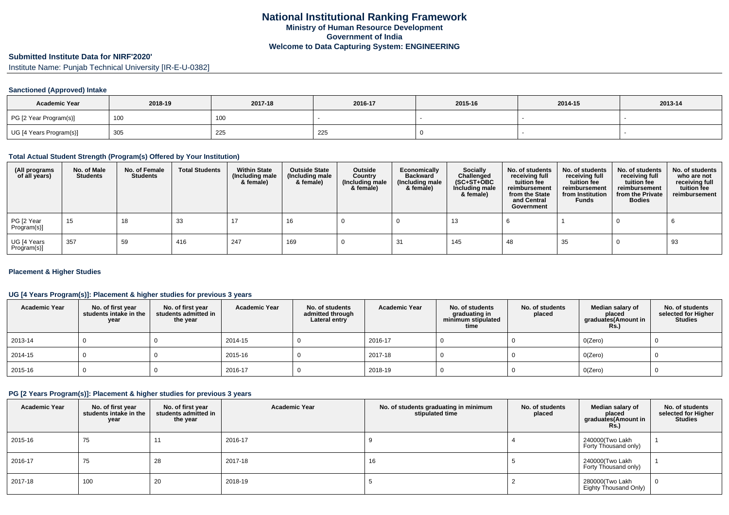# National Institutional Ranking Framework
**Ministry of Human Resource Development**
**Government of India**
**Welcome to Data Capturing System: ENGINEERING**

## Submitted Institute Data for NIRF'2020'

Institute Name: Punjab Technical University [IR-E-U-0382]

### Sanctioned (Approved) Intake

| Academic Year | 2018-19 | 2017-18 | 2016-17 | 2015-16 | 2014-15 | 2013-14 |
|---|---|---|---|---|---|---|
| PG [2 Year Program(s)] | 100 | 100 | - | - | - | - |
| UG [4 Years Program(s)] | 305 | 225 | 225 | 0 | - | - |

### Total Actual Student Strength (Program(s) Offered by Your Institution)

| (All programs of all years) | No. of Male Students | No. of Female Students | Total Students | Within State (Including male & female) | Outside State (Including male & female) | Outside Country (Including male & female) | Economically Backward (Including male & female) | Socially Challenged (SC+ST+OBC Including male & female) | No. of students receiving full tuition fee reimbursement from the State and Central Government | No. of students receiving full tuition fee reimbursement from Institution Funds | No. of students receiving full tuition fee reimbursement from the Private Bodies | No. of students who are not receiving full tuition fee reimbursement |
|---|---|---|---|---|---|---|---|---|---|---|---|---|
| PG [2 Year Program(s)] | 15 | 18 | 33 | 17 | 16 | 0 | 0 | 13 | 6 | 1 | 0 | 6 |
| UG [4 Years Program(s)] | 357 | 59 | 416 | 247 | 169 | 0 | 31 | 145 | 48 | 35 | 0 | 93 |

### Placement & Higher Studies

### UG [4 Years Program(s)]: Placement & higher studies for previous 3 years

| Academic Year | No. of first year students intake in the year | No. of first year students admitted in the year | Academic Year | No. of students admitted through Lateral entry | Academic Year | No. of students graduating in minimum stipulated time | No. of students placed | Median salary of placed graduates(Amount in Rs.) | No. of students selected for Higher Studies |
|---|---|---|---|---|---|---|---|---|---|
| 2013-14 | 0 | 0 | 2014-15 | 0 | 2016-17 | 0 | 0 | 0(Zero) | 0 |
| 2014-15 | 0 | 0 | 2015-16 | 0 | 2017-18 | 0 | 0 | 0(Zero) | 0 |
| 2015-16 | 0 | 0 | 2016-17 | 0 | 2018-19 | 0 | 0 | 0(Zero) | 0 |

### PG [2 Years Program(s)]: Placement & higher studies for previous 3 years

| Academic Year | No. of first year students intake in the year | No. of first year students admitted in the year | Academic Year | No. of students graduating in minimum stipulated time | No. of students placed | Median salary of placed graduates(Amount in Rs.) | No. of students selected for Higher Studies |
|---|---|---|---|---|---|---|---|
| 2015-16 | 75 | 11 | 2016-17 | 9 | 4 | 240000(Two Lakh Forty Thousand only) | 1 |
| 2016-17 | 75 | 28 | 2017-18 | 16 | 5 | 240000(Two Lakh Forty Thousand only) | 1 |
| 2017-18 | 100 | 20 | 2018-19 | 5 | 2 | 280000(Two Lakh Eighty Thousand Only) | 0 |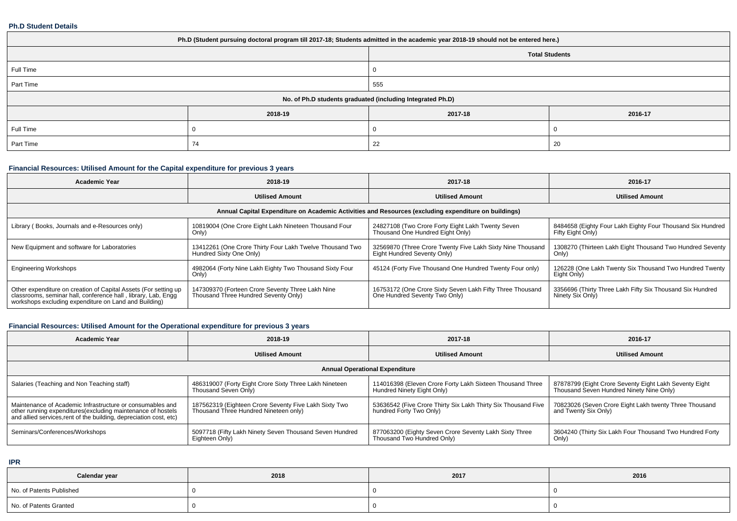### Ph.D Student Details

| Ph.D (Student pursuing doctoral program till 2017-18; Students admitted in the academic year 2018-19 should not be entered here.) | | | |
|---|---|---|---|
| | | Total Students | |
| Full Time | | 0 | |
| Part Time | | 555 | |
| No. of Ph.D students graduated (including Integrated Ph.D) | | | |
| | 2018-19 | 2017-18 | 2016-17 |
| Full Time | 0 | 0 | 0 |
| Part Time | 74 | 22 | 20 |

### Financial Resources: Utilised Amount for the Capital expenditure for previous 3 years

| Academic Year | 2018-19 | 2017-18 | 2016-17 |
|---|---|---|---|
| | Utilised Amount | Utilised Amount | Utilised Amount |
| Annual Capital Expenditure on Academic Activities and Resources (excluding expenditure on buildings) | | | |
| Library ( Books, Journals and e-Resources only) | 10819004 (One Crore Eight Lakh Nineteen Thousand Four Only) | 24827108 (Two Crore Forty Eight Lakh Twenty Seven Thousand One Hundred Eight Only) | 8484658 (Eighty Four Lakh Eighty Four Thousand Six Hundred Fifty Eight Only) |
| New Equipment and software for Laboratories | 13412261 (One Crore Thirty Four Lakh Twelve Thousand Two Hundred Sixty One Only) | 32569870 (Three Crore Twenty Five Lakh Sixty Nine Thousand Eight Hundred Seventy Only) | 1308270 (Thirteen Lakh Eight Thousand Two Hundred Seventy Only) |
| Engineering Workshops | 4982064 (Forty Nine Lakh Eighty Two Thousand Sixty Four Only) | 45124 (Forty Five Thousand One Hundred Twenty Four only) | 126228 (One Lakh Twenty Six Thousand Two Hundred Twenty Eight Only) |
| Other expenditure on creation of Capital Assets (For setting up classrooms, seminar hall, conference hall , library, Lab, Engg workshops excluding expenditure on Land and Building) | 147309370 (Forteen Crore Seventy Three Lakh Nine Thousand Three Hundred Seventy Only) | 16753172 (One Crore Sixty Seven Lakh Fifty Three Thousand One Hundred Seventy Two Only) | 3356696 (Thirty Three Lakh Fifty Six Thousand Six Hundred Ninety Six Only) |

### Financial Resources: Utilised Amount for the Operational expenditure for previous 3 years

| Academic Year | 2018-19 | 2017-18 | 2016-17 |
|---|---|---|---|
| | Utilised Amount | Utilised Amount | Utilised Amount |
| Annual Operational Expenditure | | | |
| Salaries (Teaching and Non Teaching staff) | 486319007 (Forty Eight Crore Sixty Three Lakh Nineteen Thousand Seven Only) | 114016398 (Eleven Crore Forty Lakh Sixteen Thousand Three Hundred Ninety Eight Only) | 87878799 (Eight Crore Seventy Eight Lakh Seventy Eight Thousand Seven Hundred Ninety Nine Only) |
| Maintenance of Academic Infrastructure or consumables and other running expenditures(excluding maintenance of hostels and allied services,rent of the building, depreciation cost, etc) | 187562319 (Eighteen Crore Seventy Five Lakh Sixty Two Thousand Three Hundred Nineteen only) | 53636542 (Five Crore Thirty Six Lakh Thirty Six Thousand Five hundred Forty Two Only) | 70823026 (Seven Crore Eight Lakh twenty Three Thousand and Twenty Six Only) |
| Seminars/Conferences/Workshops | 5097718 (Fifty Lakh Ninety Seven Thousand Seven Hundred Eighteen Only) | 877063200 (Eighty Seven Crore Seventy Lakh Sixty Three Thousand Two Hundred Only) | 3604240 (Thirty Six Lakh Four Thousand Two Hundred Forty Only) |

### IPR

| Calendar year | 2018 | 2017 | 2016 |
|---|---|---|---|
| No. of Patents Published | 0 | 0 | 0 |
| No. of Patents Granted | 0 | 0 | 0 |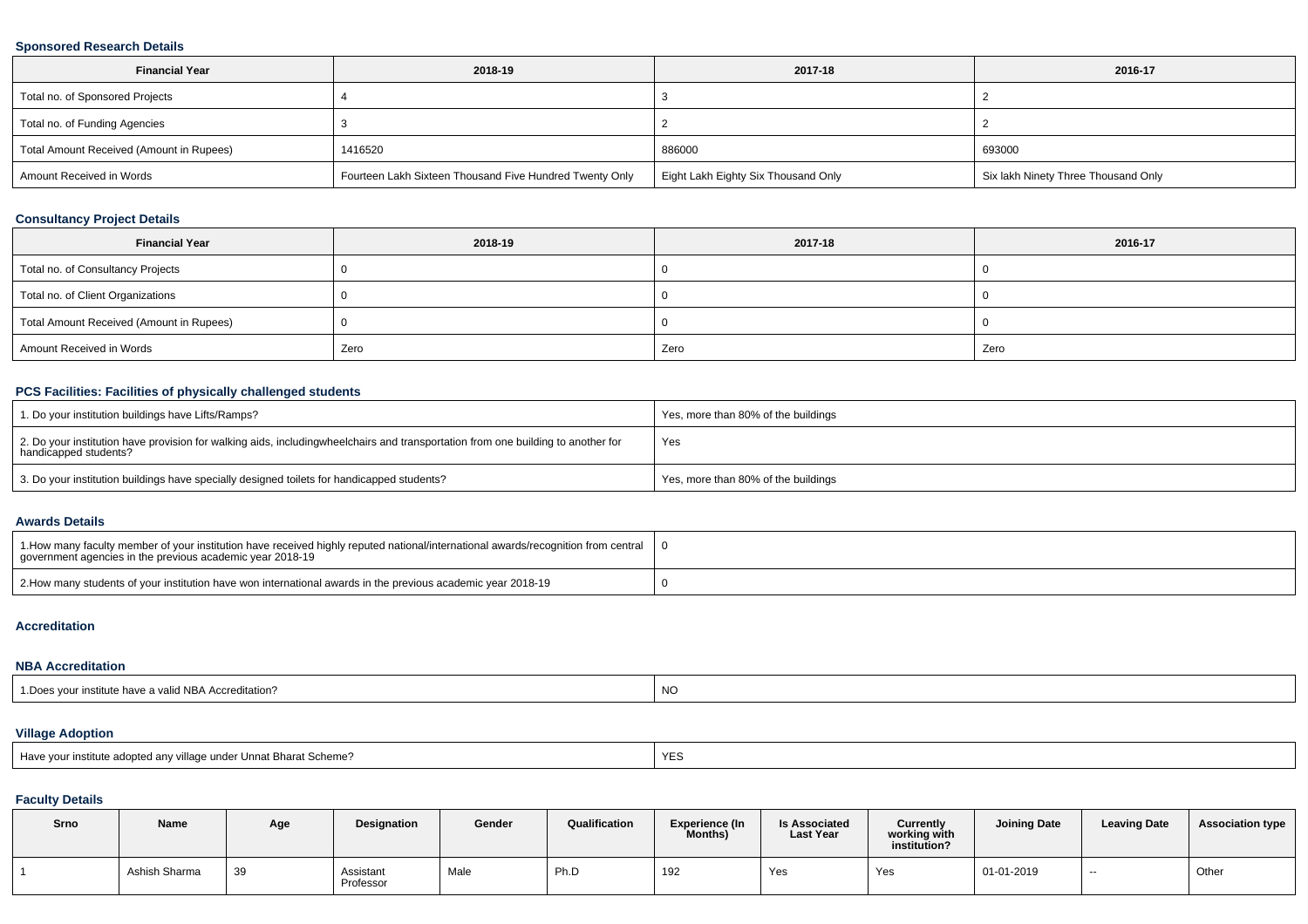### Sponsored Research Details

| Financial Year | 2018-19 | 2017-18 | 2016-17 |
|---|---|---|---|
| Total no. of Sponsored Projects | 4 | 3 | 2 |
| Total no. of Funding Agencies | 3 | 2 | 2 |
| Total Amount Received (Amount in Rupees) | 1416520 | 886000 | 693000 |
| Amount Received in Words | Fourteen Lakh Sixteen Thousand Five Hundred Twenty Only | Eight Lakh Eighty Six Thousand Only | Six lakh Ninety Three Thousand Only |

### Consultancy Project Details

| Financial Year | 2018-19 | 2017-18 | 2016-17 |
|---|---|---|---|
| Total no. of Consultancy Projects | 0 | 0 | 0 |
| Total no. of Client Organizations | 0 | 0 | 0 |
| Total Amount Received (Amount in Rupees) | 0 | 0 | 0 |
| Amount Received in Words | Zero | Zero | Zero |

### PCS Facilities: Facilities of physically challenged students

| | |
|---|---|
| 1. Do your institution buildings have Lifts/Ramps? | Yes, more than 80% of the buildings |
| 2. Do your institution have provision for walking aids, includingwheelchairs and transportation from one building to another for handicapped students? | Yes |
| 3. Do your institution buildings have specially designed toilets for handicapped students? | Yes, more than 80% of the buildings |

### Awards Details

| | |
|---|---|
| 1.How many faculty member of your institution have received highly reputed national/international awards/recognition from central government agencies in the previous academic year 2018-19 | 0 |
| 2.How many students of your institution have won international awards in the previous academic year 2018-19 | 0 |

### Accreditation

### NBA Accreditation

| | |
|---|---|
| 1.Does your institute have a valid NBA Accreditation? | NO |

### Village Adoption

| | |
|---|---|
| Have your institute adopted any village under Unnat Bharat Scheme? | YES |

### Faculty Details

| Srno | Name | Age | Designation | Gender | Qualification | Experience (In Months) | Is Associated Last Year | Currently working with institution? | Joining Date | Leaving Date | Association type |
|---|---|---|---|---|---|---|---|---|---|---|---|
| 1 | Ashish Sharma | 39 | Assistant Professor | Male | Ph.D | 192 | Yes | Yes | 01-01-2019 | -- | Other |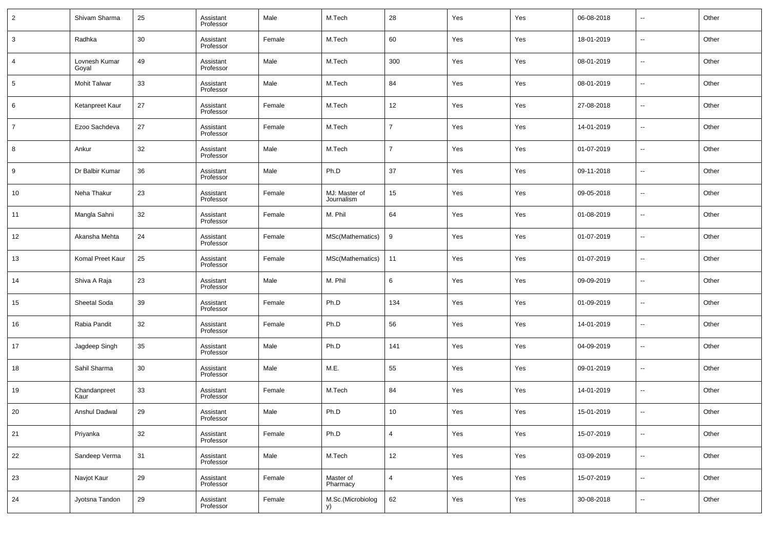| 2 | Shivam Sharma | 25 | Assistant Professor | Male | M.Tech | 28 | Yes | Yes | 06-08-2018 | -- | Other |
|---|---|---|---|---|---|---|---|---|---|---|---|
| 3 | Radhka | 30 | Assistant Professor | Female | M.Tech | 60 | Yes | Yes | 18-01-2019 | -- | Other |
| 4 | Lovnesh Kumar Goyal | 49 | Assistant Professor | Male | M.Tech | 300 | Yes | Yes | 08-01-2019 | -- | Other |
| 5 | Mohit Talwar | 33 | Assistant Professor | Male | M.Tech | 84 | Yes | Yes | 08-01-2019 | -- | Other |
| 6 | Ketanpreet Kaur | 27 | Assistant Professor | Female | M.Tech | 12 | Yes | Yes | 27-08-2018 | -- | Other |
| 7 | Ezoo Sachdeva | 27 | Assistant Professor | Female | M.Tech | 7 | Yes | Yes | 14-01-2019 | -- | Other |
| 8 | Ankur | 32 | Assistant Professor | Male | M.Tech | 7 | Yes | Yes | 01-07-2019 | -- | Other |
| 9 | Dr Balbir Kumar | 36 | Assistant Professor | Male | Ph.D | 37 | Yes | Yes | 09-11-2018 | -- | Other |
| 10 | Neha Thakur | 23 | Assistant Professor | Female | MJ: Master of Journalism | 15 | Yes | Yes | 09-05-2018 | -- | Other |
| 11 | Mangla Sahni | 32 | Assistant Professor | Female | M. Phil | 64 | Yes | Yes | 01-08-2019 | -- | Other |
| 12 | Akansha Mehta | 24 | Assistant Professor | Female | MSc(Mathematics) | 9 | Yes | Yes | 01-07-2019 | -- | Other |
| 13 | Komal Preet Kaur | 25 | Assistant Professor | Female | MSc(Mathematics) | 11 | Yes | Yes | 01-07-2019 | -- | Other |
| 14 | Shiva A Raja | 23 | Assistant Professor | Male | M. Phil | 6 | Yes | Yes | 09-09-2019 | -- | Other |
| 15 | Sheetal Soda | 39 | Assistant Professor | Female | Ph.D | 134 | Yes | Yes | 01-09-2019 | -- | Other |
| 16 | Rabia Pandit | 32 | Assistant Professor | Female | Ph.D | 56 | Yes | Yes | 14-01-2019 | -- | Other |
| 17 | Jagdeep Singh | 35 | Assistant Professor | Male | Ph.D | 141 | Yes | Yes | 04-09-2019 | -- | Other |
| 18 | Sahil Sharma | 30 | Assistant Professor | Male | M.E. | 55 | Yes | Yes | 09-01-2019 | -- | Other |
| 19 | Chandanpreet Kaur | 33 | Assistant Professor | Female | M.Tech | 84 | Yes | Yes | 14-01-2019 | -- | Other |
| 20 | Anshul Dadwal | 29 | Assistant Professor | Male | Ph.D | 10 | Yes | Yes | 15-01-2019 | -- | Other |
| 21 | Priyanka | 32 | Assistant Professor | Female | Ph.D | 4 | Yes | Yes | 15-07-2019 | -- | Other |
| 22 | Sandeep Verma | 31 | Assistant Professor | Male | M.Tech | 12 | Yes | Yes | 03-09-2019 | -- | Other |
| 23 | Navjot Kaur | 29 | Assistant Professor | Female | Master of Pharmacy | 4 | Yes | Yes | 15-07-2019 | -- | Other |
| 24 | Jyotsna Tandon | 29 | Assistant Professor | Female | M.Sc.(Microbiology) | 62 | Yes | Yes | 30-08-2018 | -- | Other |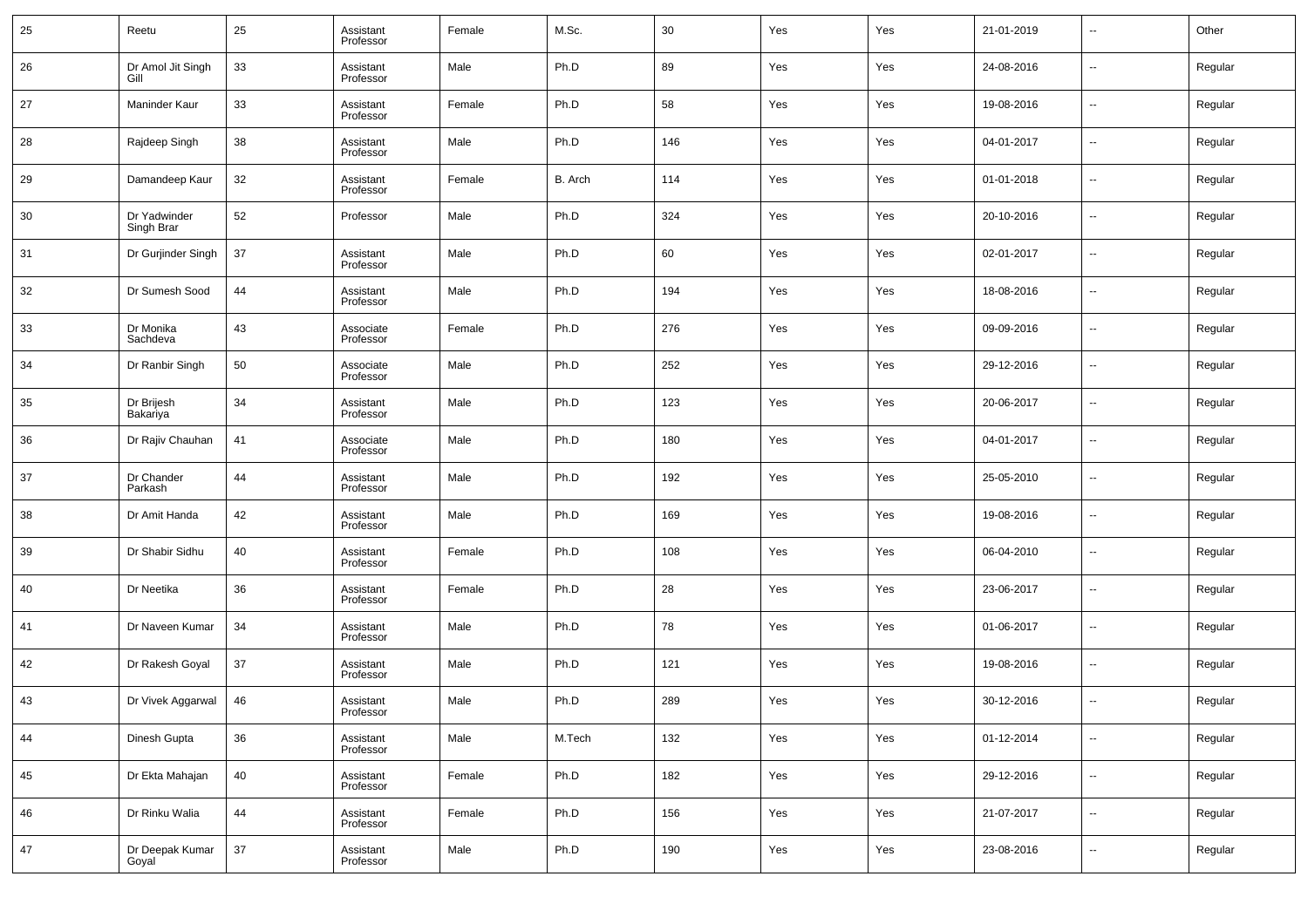| 25 | Reetu | 25 | Assistant Professor | Female | M.Sc. | 30 | Yes | Yes | 21-01-2019 | -- | Other |
|---|---|---|---|---|---|---|---|---|---|---|---|
| 26 | Dr Amol Jit Singh Gill | 33 | Assistant Professor | Male | Ph.D | 89 | Yes | Yes | 24-08-2016 | -- | Regular |
| 27 | Maninder Kaur | 33 | Assistant Professor | Female | Ph.D | 58 | Yes | Yes | 19-08-2016 | -- | Regular |
| 28 | Rajdeep Singh | 38 | Assistant Professor | Male | Ph.D | 146 | Yes | Yes | 04-01-2017 | -- | Regular |
| 29 | Damandeep Kaur | 32 | Assistant Professor | Female | B. Arch | 114 | Yes | Yes | 01-01-2018 | -- | Regular |
| 30 | Dr Yadwinder Singh Brar | 52 | Professor | Male | Ph.D | 324 | Yes | Yes | 20-10-2016 | -- | Regular |
| 31 | Dr Gurjinder Singh | 37 | Assistant Professor | Male | Ph.D | 60 | Yes | Yes | 02-01-2017 | -- | Regular |
| 32 | Dr Sumesh Sood | 44 | Assistant Professor | Male | Ph.D | 194 | Yes | Yes | 18-08-2016 | -- | Regular |
| 33 | Dr Monika Sachdeva | 43 | Associate Professor | Female | Ph.D | 276 | Yes | Yes | 09-09-2016 | -- | Regular |
| 34 | Dr Ranbir Singh | 50 | Associate Professor | Male | Ph.D | 252 | Yes | Yes | 29-12-2016 | -- | Regular |
| 35 | Dr Brijesh Bakariya | 34 | Assistant Professor | Male | Ph.D | 123 | Yes | Yes | 20-06-2017 | -- | Regular |
| 36 | Dr Rajiv Chauhan | 41 | Associate Professor | Male | Ph.D | 180 | Yes | Yes | 04-01-2017 | -- | Regular |
| 37 | Dr Chander Parkash | 44 | Assistant Professor | Male | Ph.D | 192 | Yes | Yes | 25-05-2010 | -- | Regular |
| 38 | Dr Amit Handa | 42 | Assistant Professor | Male | Ph.D | 169 | Yes | Yes | 19-08-2016 | -- | Regular |
| 39 | Dr Shabir Sidhu | 40 | Assistant Professor | Female | Ph.D | 108 | Yes | Yes | 06-04-2010 | -- | Regular |
| 40 | Dr Neetika | 36 | Assistant Professor | Female | Ph.D | 28 | Yes | Yes | 23-06-2017 | -- | Regular |
| 41 | Dr Naveen Kumar | 34 | Assistant Professor | Male | Ph.D | 78 | Yes | Yes | 01-06-2017 | -- | Regular |
| 42 | Dr Rakesh Goyal | 37 | Assistant Professor | Male | Ph.D | 121 | Yes | Yes | 19-08-2016 | -- | Regular |
| 43 | Dr Vivek Aggarwal | 46 | Assistant Professor | Male | Ph.D | 289 | Yes | Yes | 30-12-2016 | -- | Regular |
| 44 | Dinesh Gupta | 36 | Assistant Professor | Male | M.Tech | 132 | Yes | Yes | 01-12-2014 | -- | Regular |
| 45 | Dr Ekta Mahajan | 40 | Assistant Professor | Female | Ph.D | 182 | Yes | Yes | 29-12-2016 | -- | Regular |
| 46 | Dr Rinku Walia | 44 | Assistant Professor | Female | Ph.D | 156 | Yes | Yes | 21-07-2017 | -- | Regular |
| 47 | Dr Deepak Kumar Goyal | 37 | Assistant Professor | Male | Ph.D | 190 | Yes | Yes | 23-08-2016 | -- | Regular |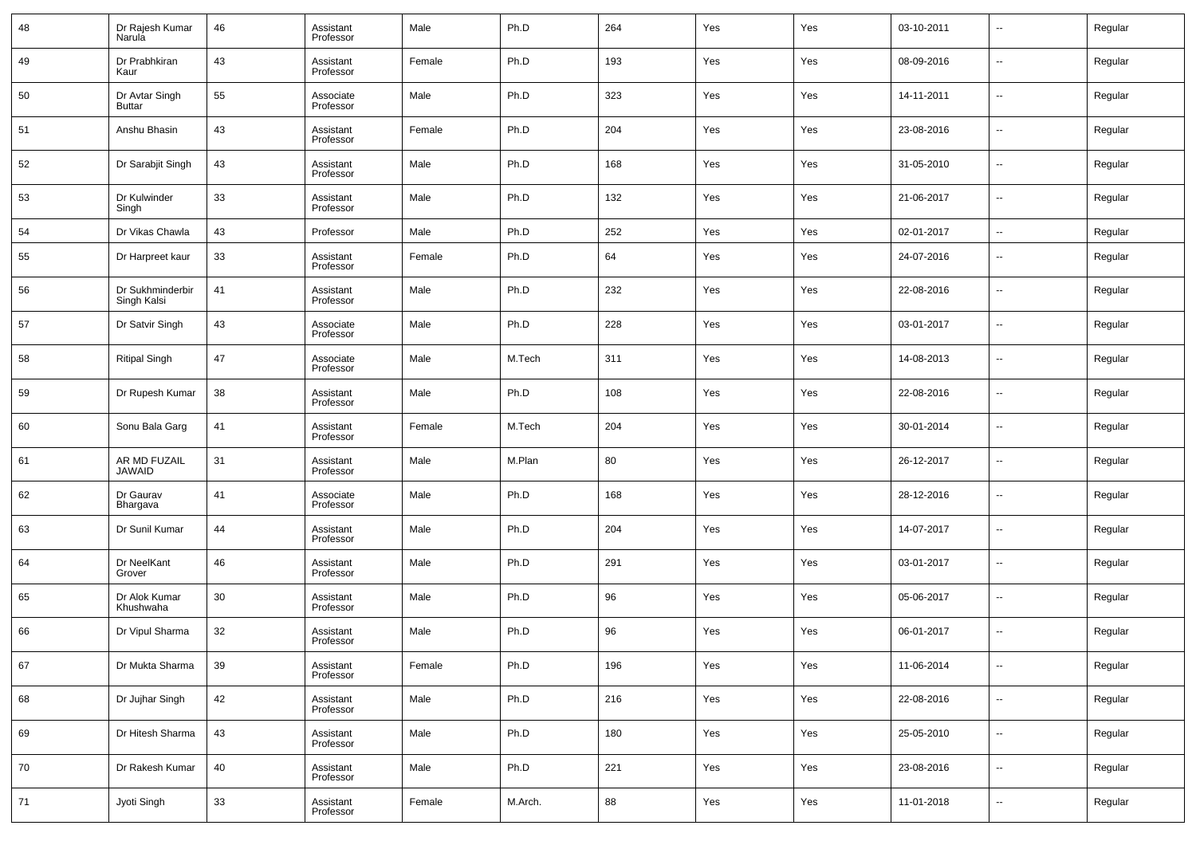| | | | | | | | | | | | |
|---|---|---|---|---|---|---|---|---|---|---|---|
| 48 | Dr Rajesh Kumar Narula | 46 | Assistant Professor | Male | Ph.D | 264 | Yes | Yes | 03-10-2011 | -- | Regular |
| 49 | Dr Prabhkiran Kaur | 43 | Assistant Professor | Female | Ph.D | 193 | Yes | Yes | 08-09-2016 | -- | Regular |
| 50 | Dr Avtar Singh Buttar | 55 | Associate Professor | Male | Ph.D | 323 | Yes | Yes | 14-11-2011 | -- | Regular |
| 51 | Anshu Bhasin | 43 | Assistant Professor | Female | Ph.D | 204 | Yes | Yes | 23-08-2016 | -- | Regular |
| 52 | Dr Sarabjit Singh | 43 | Assistant Professor | Male | Ph.D | 168 | Yes | Yes | 31-05-2010 | -- | Regular |
| 53 | Dr Kulwinder Singh | 33 | Assistant Professor | Male | Ph.D | 132 | Yes | Yes | 21-06-2017 | -- | Regular |
| 54 | Dr Vikas Chawla | 43 | Professor | Male | Ph.D | 252 | Yes | Yes | 02-01-2017 | -- | Regular |
| 55 | Dr Harpreet kaur | 33 | Assistant Professor | Female | Ph.D | 64 | Yes | Yes | 24-07-2016 | -- | Regular |
| 56 | Dr Sukhminderbir Singh Kalsi | 41 | Assistant Professor | Male | Ph.D | 232 | Yes | Yes | 22-08-2016 | -- | Regular |
| 57 | Dr Satvir Singh | 43 | Associate Professor | Male | Ph.D | 228 | Yes | Yes | 03-01-2017 | -- | Regular |
| 58 | Ritipal Singh | 47 | Associate Professor | Male | M.Tech | 311 | Yes | Yes | 14-08-2013 | -- | Regular |
| 59 | Dr Rupesh Kumar | 38 | Assistant Professor | Male | Ph.D | 108 | Yes | Yes | 22-08-2016 | -- | Regular |
| 60 | Sonu Bala Garg | 41 | Assistant Professor | Female | M.Tech | 204 | Yes | Yes | 30-01-2014 | -- | Regular |
| 61 | AR MD FUZAIL JAWAID | 31 | Assistant Professor | Male | M.Plan | 80 | Yes | Yes | 26-12-2017 | -- | Regular |
| 62 | Dr Gaurav Bhargava | 41 | Associate Professor | Male | Ph.D | 168 | Yes | Yes | 28-12-2016 | -- | Regular |
| 63 | Dr Sunil Kumar | 44 | Assistant Professor | Male | Ph.D | 204 | Yes | Yes | 14-07-2017 | -- | Regular |
| 64 | Dr NeelKant Grover | 46 | Assistant Professor | Male | Ph.D | 291 | Yes | Yes | 03-01-2017 | -- | Regular |
| 65 | Dr Alok Kumar Khushwaha | 30 | Assistant Professor | Male | Ph.D | 96 | Yes | Yes | 05-06-2017 | -- | Regular |
| 66 | Dr Vipul Sharma | 32 | Assistant Professor | Male | Ph.D | 96 | Yes | Yes | 06-01-2017 | -- | Regular |
| 67 | Dr Mukta Sharma | 39 | Assistant Professor | Female | Ph.D | 196 | Yes | Yes | 11-06-2014 | -- | Regular |
| 68 | Dr Jujhar Singh | 42 | Assistant Professor | Male | Ph.D | 216 | Yes | Yes | 22-08-2016 | -- | Regular |
| 69 | Dr Hitesh Sharma | 43 | Assistant Professor | Male | Ph.D | 180 | Yes | Yes | 25-05-2010 | -- | Regular |
| 70 | Dr Rakesh Kumar | 40 | Assistant Professor | Male | Ph.D | 221 | Yes | Yes | 23-08-2016 | -- | Regular |
| 71 | Jyoti Singh | 33 | Assistant Professor | Female | M.Arch. | 88 | Yes | Yes | 11-01-2018 | -- | Regular |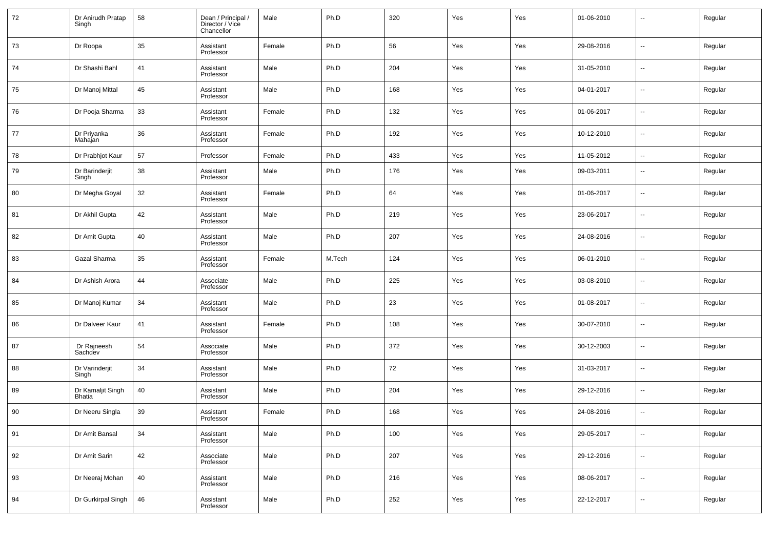| | | | | | | | | | | | |
|---|---|---|---|---|---|---|---|---|---|---|---|
| 72 | Dr Anirudh Pratap Singh | 58 | Dean / Principal / Director / Vice Chancellor | Male | Ph.D | 320 | Yes | Yes | 01-06-2010 | -- | Regular |
| 73 | Dr Roopa | 35 | Assistant Professor | Female | Ph.D | 56 | Yes | Yes | 29-08-2016 | -- | Regular |
| 74 | Dr Shashi Bahl | 41 | Assistant Professor | Male | Ph.D | 204 | Yes | Yes | 31-05-2010 | -- | Regular |
| 75 | Dr Manoj Mittal | 45 | Assistant Professor | Male | Ph.D | 168 | Yes | Yes | 04-01-2017 | -- | Regular |
| 76 | Dr Pooja Sharma | 33 | Assistant Professor | Female | Ph.D | 132 | Yes | Yes | 01-06-2017 | -- | Regular |
| 77 | Dr Priyanka Mahajan | 36 | Assistant Professor | Female | Ph.D | 192 | Yes | Yes | 10-12-2010 | -- | Regular |
| 78 | Dr Prabhjot Kaur | 57 | Professor | Female | Ph.D | 433 | Yes | Yes | 11-05-2012 | -- | Regular |
| 79 | Dr Barinderjit Singh | 38 | Assistant Professor | Male | Ph.D | 176 | Yes | Yes | 09-03-2011 | -- | Regular |
| 80 | Dr Megha Goyal | 32 | Assistant Professor | Female | Ph.D | 64 | Yes | Yes | 01-06-2017 | -- | Regular |
| 81 | Dr Akhil Gupta | 42 | Assistant Professor | Male | Ph.D | 219 | Yes | Yes | 23-06-2017 | -- | Regular |
| 82 | Dr Amit Gupta | 40 | Assistant Professor | Male | Ph.D | 207 | Yes | Yes | 24-08-2016 | -- | Regular |
| 83 | Gazal Sharma | 35 | Assistant Professor | Female | M.Tech | 124 | Yes | Yes | 06-01-2010 | -- | Regular |
| 84 | Dr Ashish Arora | 44 | Associate Professor | Male | Ph.D | 225 | Yes | Yes | 03-08-2010 | -- | Regular |
| 85 | Dr Manoj Kumar | 34 | Assistant Professor | Male | Ph.D | 23 | Yes | Yes | 01-08-2017 | -- | Regular |
| 86 | Dr Dalveer Kaur | 41 | Assistant Professor | Female | Ph.D | 108 | Yes | Yes | 30-07-2010 | -- | Regular |
| 87 | Dr Rajneesh Sachdev | 54 | Associate Professor | Male | Ph.D | 372 | Yes | Yes | 30-12-2003 | -- | Regular |
| 88 | Dr Varinderjit Singh | 34 | Assistant Professor | Male | Ph.D | 72 | Yes | Yes | 31-03-2017 | -- | Regular |
| 89 | Dr Kamaljit Singh Bhatia | 40 | Assistant Professor | Male | Ph.D | 204 | Yes | Yes | 29-12-2016 | -- | Regular |
| 90 | Dr Neeru Singla | 39 | Assistant Professor | Female | Ph.D | 168 | Yes | Yes | 24-08-2016 | -- | Regular |
| 91 | Dr Amit Bansal | 34 | Assistant Professor | Male | Ph.D | 100 | Yes | Yes | 29-05-2017 | -- | Regular |
| 92 | Dr Amit Sarin | 42 | Associate Professor | Male | Ph.D | 207 | Yes | Yes | 29-12-2016 | -- | Regular |
| 93 | Dr Neeraj Mohan | 40 | Assistant Professor | Male | Ph.D | 216 | Yes | Yes | 08-06-2017 | -- | Regular |
| 94 | Dr Gurkirpal Singh | 46 | Assistant Professor | Male | Ph.D | 252 | Yes | Yes | 22-12-2017 | -- | Regular |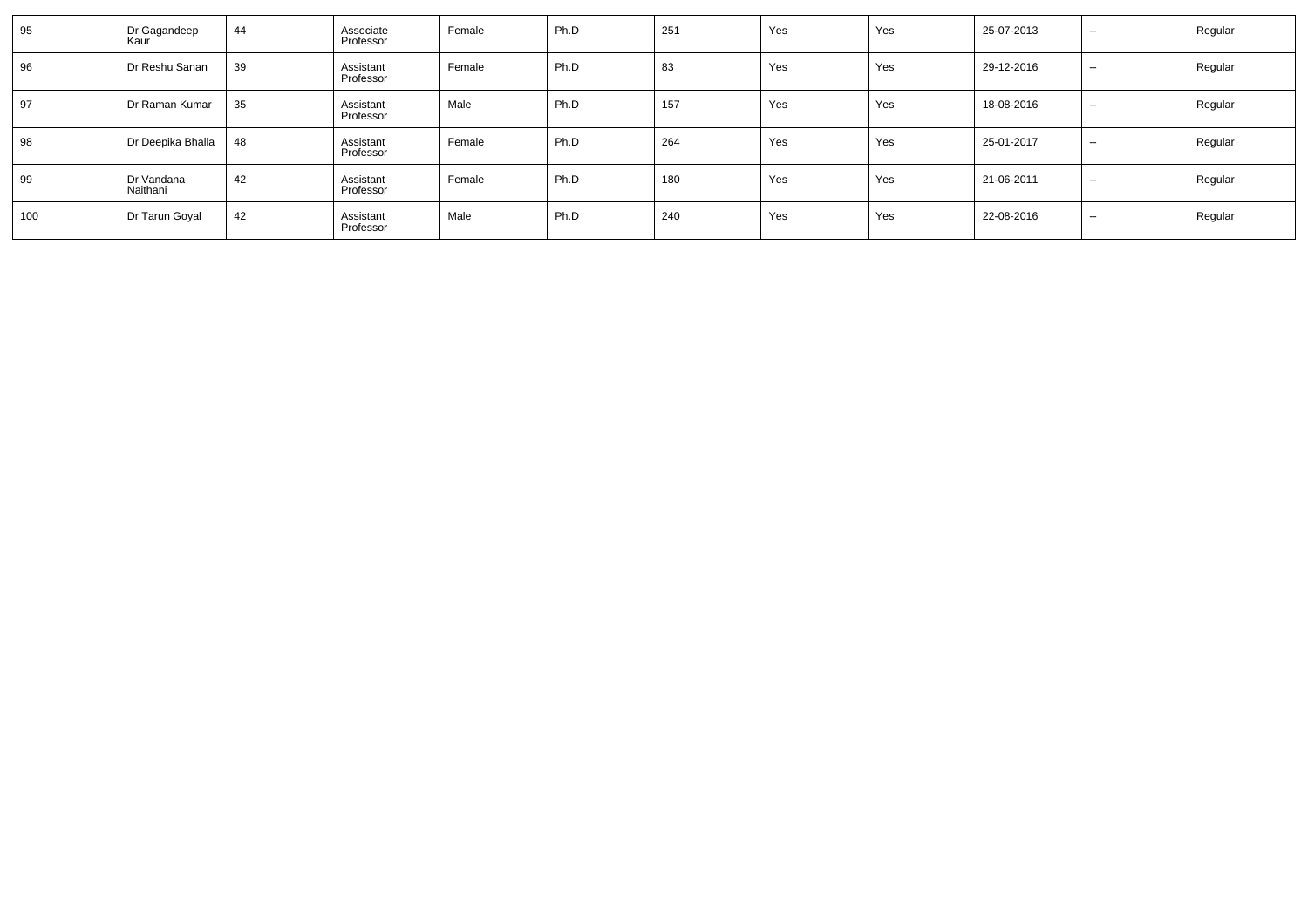| | | | | | | | | | | | |
|---|---|---|---|---|---|---|---|---|---|---|---|
| 95 | Dr Gagandeep Kaur | 44 | Associate Professor | Female | Ph.D | 251 | Yes | Yes | 25-07-2013 | -- | Regular |
| 96 | Dr Reshu Sanan | 39 | Assistant Professor | Female | Ph.D | 83 | Yes | Yes | 29-12-2016 | -- | Regular |
| 97 | Dr Raman Kumar | 35 | Assistant Professor | Male | Ph.D | 157 | Yes | Yes | 18-08-2016 | -- | Regular |
| 98 | Dr Deepika Bhalla | 48 | Assistant Professor | Female | Ph.D | 264 | Yes | Yes | 25-01-2017 | -- | Regular |
| 99 | Dr Vandana Naithani | 42 | Assistant Professor | Female | Ph.D | 180 | Yes | Yes | 21-06-2011 | -- | Regular |
| 100 | Dr Tarun Goyal | 42 | Assistant Professor | Male | Ph.D | 240 | Yes | Yes | 22-08-2016 | -- | Regular |